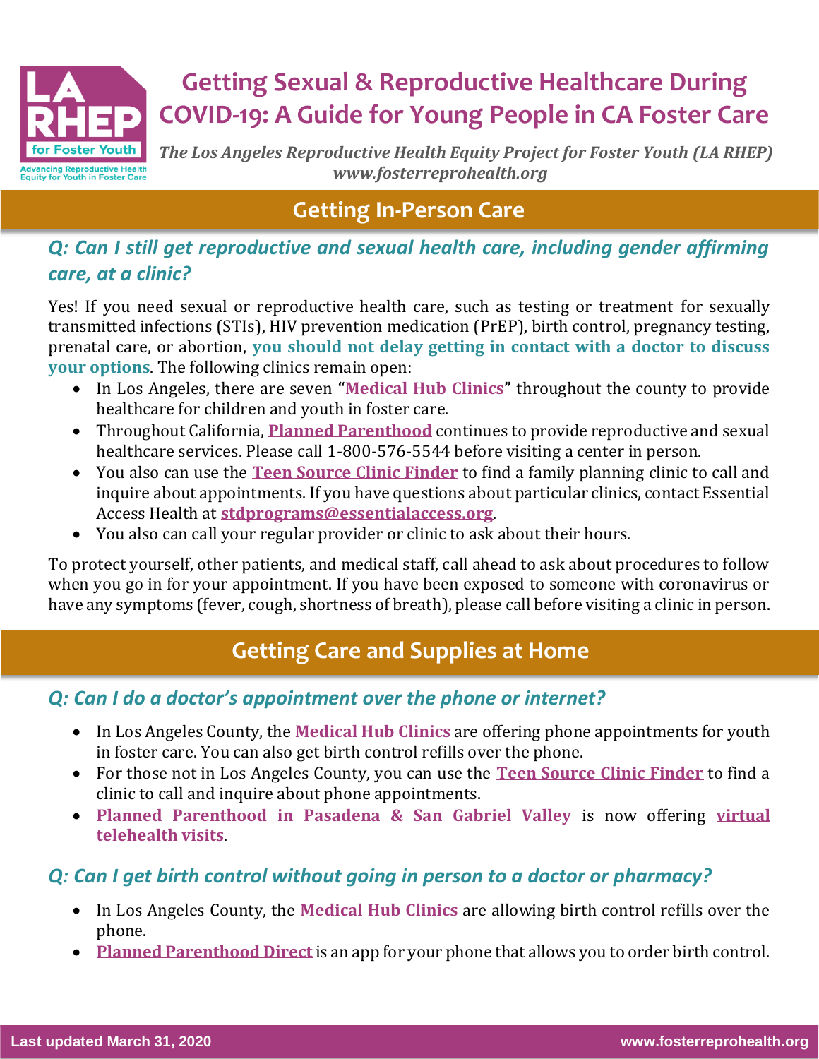# Getting Sexual & Reproductive Healthcare During COVID-19: A Guide for Young People in CA Foster Care

LA RHEP for Foster Youth — Advancing Reproductive Health Equity for Youth in Foster Care

***The Los Angeles Reproductive Health Equity Project for Foster Youth (LA RHEP)***
***www.fosterreprohealth.org***

## Getting In-Person Care

### *Q: Can I still get reproductive and sexual health care, including gender affirming care, at a clinic?*

Yes! If you need sexual or reproductive health care, such as testing or treatment for sexually transmitted infections (STIs), HIV prevention medication (PrEP), birth control, pregnancy testing, prenatal care, or abortion, **you should not delay getting in contact with a doctor to discuss your options**. The following clinics remain open:

- In Los Angeles, there are seven "**Medical Hub Clinics**" throughout the county to provide healthcare for children and youth in foster care.
- Throughout California, **Planned Parenthood** continues to provide reproductive and sexual healthcare services. Please call 1-800-576-5544 before visiting a center in person.
- You also can use the **Teen Source Clinic Finder** to find a family planning clinic to call and inquire about appointments. If you have questions about particular clinics, contact Essential Access Health at **stdprograms@essentialaccess.org**.
- You also can call your regular provider or clinic to ask about their hours.

To protect yourself, other patients, and medical staff, call ahead to ask about procedures to follow when you go in for your appointment. If you have been exposed to someone with coronavirus or have any symptoms (fever, cough, shortness of breath), please call before visiting a clinic in person.

## Getting Care and Supplies at Home

### *Q: Can I do a doctor's appointment over the phone or internet?*

- In Los Angeles County, the **Medical Hub Clinics** are offering phone appointments for youth in foster care. You can also get birth control refills over the phone.
- For those not in Los Angeles County, you can use the **Teen Source Clinic Finder** to find a clinic to call and inquire about phone appointments.
- **Planned Parenthood in Pasadena & San Gabriel Valley** is now offering **virtual telehealth visits**.

### *Q: Can I get birth control without going in person to a doctor or pharmacy?*

- In Los Angeles County, the **Medical Hub Clinics** are allowing birth control refills over the phone.
- **Planned Parenthood Direct** is an app for your phone that allows you to order birth control.

Last updated March 31, 2020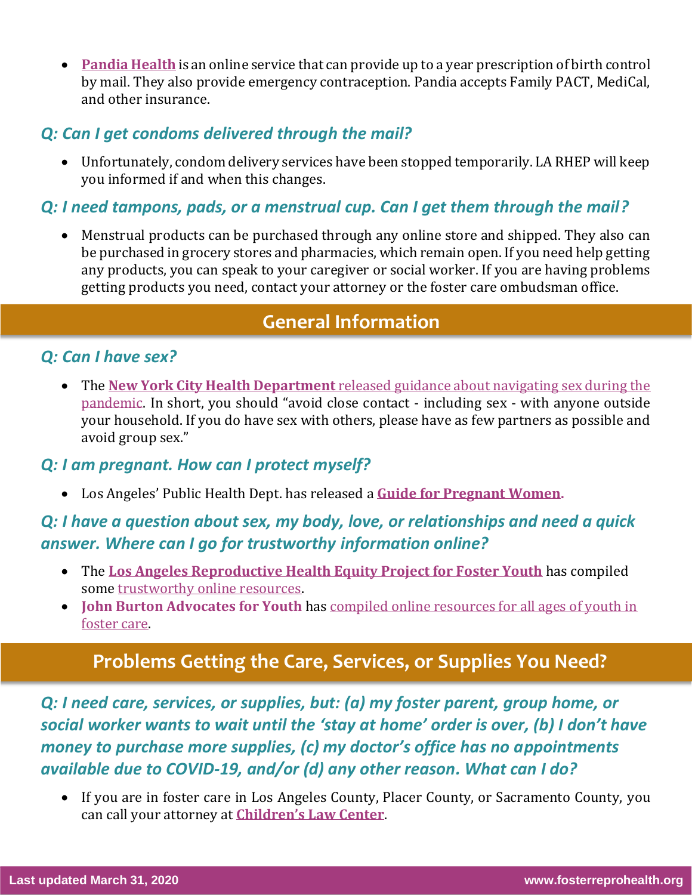- **Pandia Health** is an online service that can provide up to a year prescription of birth control by mail. They also provide emergency contraception. Pandia accepts Family PACT, MediCal, and other insurance.

### *Q: Can I get condoms delivered through the mail?*

- Unfortunately, condom delivery services have been stopped temporarily. LA RHEP will keep you informed if and when this changes.

### *Q: I need tampons, pads, or a menstrual cup. Can I get them through the mail?*

- Menstrual products can be purchased through any online store and shipped. They also can be purchased in grocery stores and pharmacies, which remain open. If you need help getting any products, you can speak to your caregiver or social worker. If you are having problems getting products you need, contact your attorney or the foster care ombudsman office.

## General Information

### *Q: Can I have sex?*

- The **New York City Health Department** released guidance about navigating sex during the pandemic. In short, you should "avoid close contact - including sex - with anyone outside your household. If you do have sex with others, please have as few partners as possible and avoid group sex."

### *Q: I am pregnant. How can I protect myself?*

- Los Angeles' Public Health Dept. has released a **Guide for Pregnant Women.**

### *Q: I have a question about sex, my body, love, or relationships and need a quick answer. Where can I go for trustworthy information online?*

- The **Los Angeles Reproductive Health Equity Project for Foster Youth** has compiled some trustworthy online resources.
- **John Burton Advocates for Youth** has compiled online resources for all ages of youth in foster care.

## Problems Getting the Care, Services, or Supplies You Need?

### *Q: I need care, services, or supplies, but: (a) my foster parent, group home, or social worker wants to wait until the 'stay at home' order is over, (b) I don't have money to purchase more supplies, (c) my doctor's office has no appointments available due to COVID-19, and/or (d) any other reason. What can I do?*

- If you are in foster care in Los Angeles County, Placer County, or Sacramento County, you can call your attorney at **Children's Law Center**.

Last updated March 31, 2020 www.fosterreprohealth.org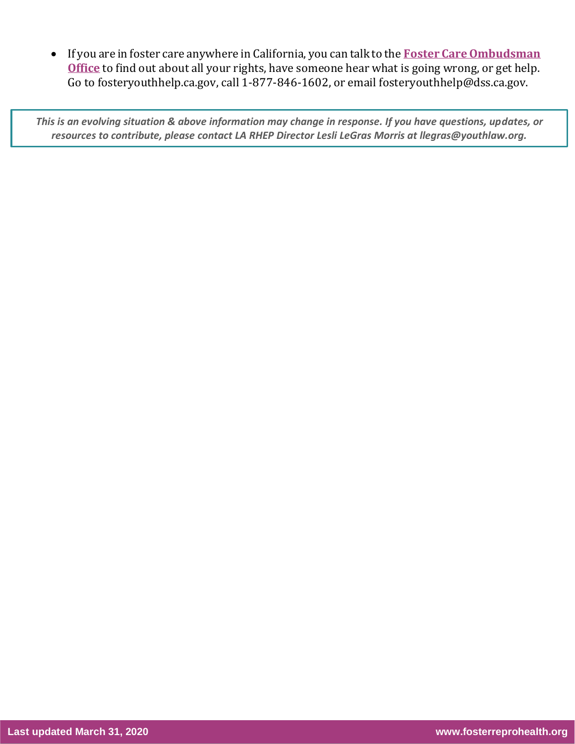- If you are in foster care anywhere in California, you can talk to the **Foster Care Ombudsman Office** to find out about all your rights, have someone hear what is going wrong, or get help. Go to fosteryouthhelp.ca.gov, call 1-877-846-1602, or email fosteryouthhelp@dss.ca.gov.

***This is an evolving situation & above information may change in response. If you have questions, updates, or resources to contribute, please contact LA RHEP Director Lesli LeGras Morris at llegras@youthlaw.org.***

**Last updated March 31, 2020** **www.fosterreprohealth.org**